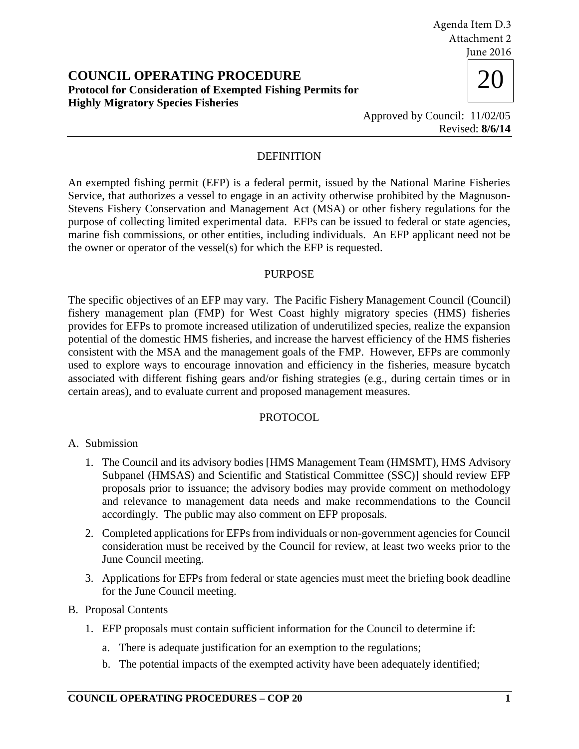Agenda Item D.3
Attachment 2
June 2016

# COUNCIL OPERATING PROCEDURE

**Protocol for Consideration of Exempted Fishing Permits for Highly Migratory Species Fisheries**

20

Approved by Council: 11/02/05
Revised: **8/6/14**

## DEFINITION

An exempted fishing permit (EFP) is a federal permit, issued by the National Marine Fisheries Service, that authorizes a vessel to engage in an activity otherwise prohibited by the Magnuson-Stevens Fishery Conservation and Management Act (MSA) or other fishery regulations for the purpose of collecting limited experimental data. EFPs can be issued to federal or state agencies, marine fish commissions, or other entities, including individuals. An EFP applicant need not be the owner or operator of the vessel(s) for which the EFP is requested.

## PURPOSE

The specific objectives of an EFP may vary. The Pacific Fishery Management Council (Council) fishery management plan (FMP) for West Coast highly migratory species (HMS) fisheries provides for EFPs to promote increased utilization of underutilized species, realize the expansion potential of the domestic HMS fisheries, and increase the harvest efficiency of the HMS fisheries consistent with the MSA and the management goals of the FMP. However, EFPs are commonly used to explore ways to encourage innovation and efficiency in the fisheries, measure bycatch associated with different fishing gears and/or fishing strategies (e.g., during certain times or in certain areas), and to evaluate current and proposed management measures.

## PROTOCOL

A. Submission

1. The Council and its advisory bodies [HMS Management Team (HMSMT), HMS Advisory Subpanel (HMSAS) and Scientific and Statistical Committee (SSC)] should review EFP proposals prior to issuance; the advisory bodies may provide comment on methodology and relevance to management data needs and make recommendations to the Council accordingly. The public may also comment on EFP proposals.
2. Completed applications for EFPs from individuals or non-government agencies for Council consideration must be received by the Council for review, at least two weeks prior to the June Council meeting.
3. Applications for EFPs from federal or state agencies must meet the briefing book deadline for the June Council meeting.

B. Proposal Contents

1. EFP proposals must contain sufficient information for the Council to determine if:
    a. There is adequate justification for an exemption to the regulations;
    b. The potential impacts of the exempted activity have been adequately identified;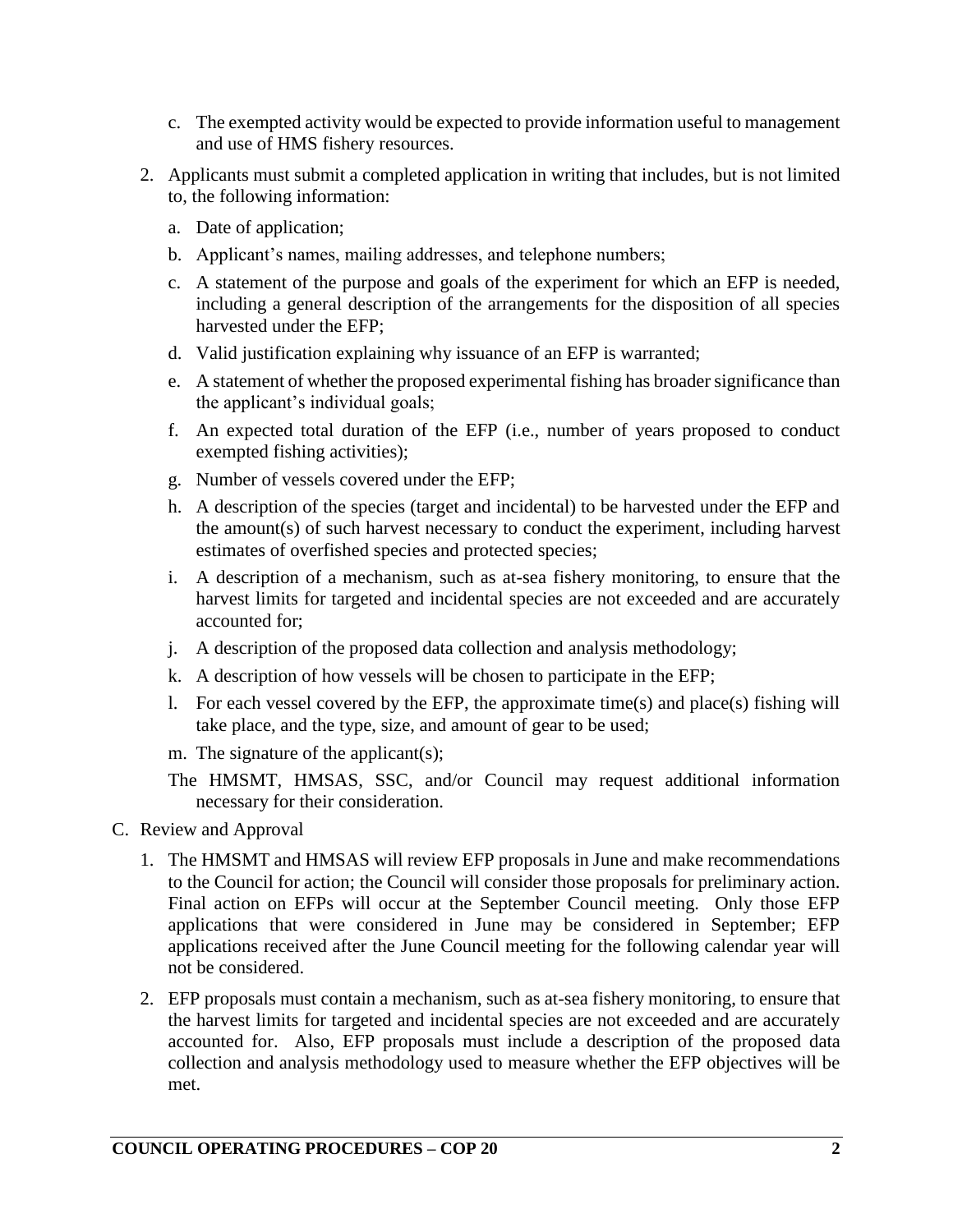c. The exempted activity would be expected to provide information useful to management and use of HMS fishery resources.

2. Applicants must submit a completed application in writing that includes, but is not limited to, the following information:

   a. Date of application;

   b. Applicant's names, mailing addresses, and telephone numbers;

   c. A statement of the purpose and goals of the experiment for which an EFP is needed, including a general description of the arrangements for the disposition of all species harvested under the EFP;

   d. Valid justification explaining why issuance of an EFP is warranted;

   e. A statement of whether the proposed experimental fishing has broader significance than the applicant's individual goals;

   f. An expected total duration of the EFP (i.e., number of years proposed to conduct exempted fishing activities);

   g. Number of vessels covered under the EFP;

   h. A description of the species (target and incidental) to be harvested under the EFP and the amount(s) of such harvest necessary to conduct the experiment, including harvest estimates of overfished species and protected species;

   i. A description of a mechanism, such as at-sea fishery monitoring, to ensure that the harvest limits for targeted and incidental species are not exceeded and are accurately accounted for;

   j. A description of the proposed data collection and analysis methodology;

   k. A description of how vessels will be chosen to participate in the EFP;

   l. For each vessel covered by the EFP, the approximate time(s) and place(s) fishing will take place, and the type, size, and amount of gear to be used;

   m. The signature of the applicant(s);

   The HMSMT, HMSAS, SSC, and/or Council may request additional information necessary for their consideration.

C. Review and Approval

1. The HMSMT and HMSAS will review EFP proposals in June and make recommendations to the Council for action; the Council will consider those proposals for preliminary action. Final action on EFPs will occur at the September Council meeting. Only those EFP applications that were considered in June may be considered in September; EFP applications received after the June Council meeting for the following calendar year will not be considered.

2. EFP proposals must contain a mechanism, such as at-sea fishery monitoring, to ensure that the harvest limits for targeted and incidental species are not exceeded and are accurately accounted for. Also, EFP proposals must include a description of the proposed data collection and analysis methodology used to measure whether the EFP objectives will be met.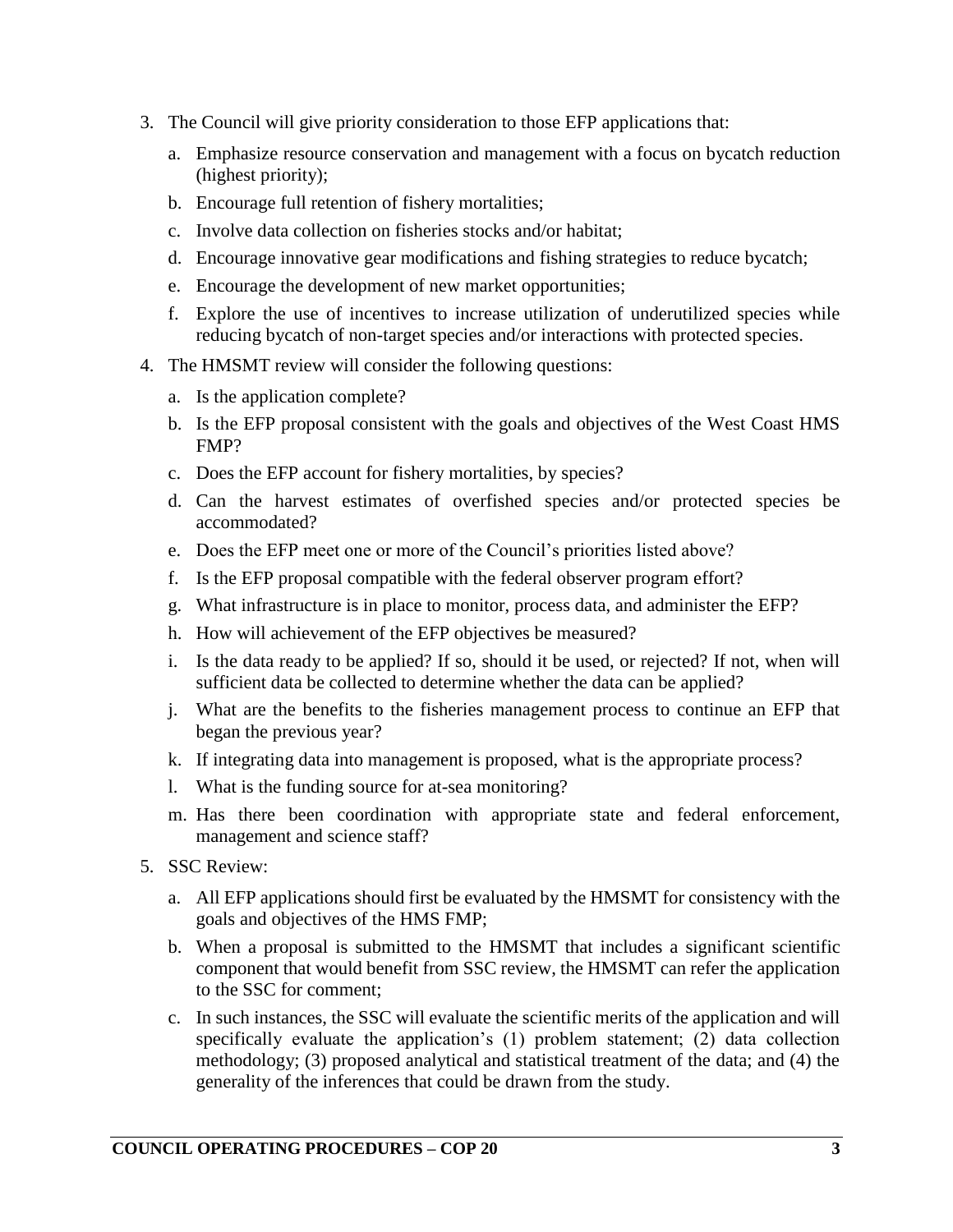3. The Council will give priority consideration to those EFP applications that:
   a. Emphasize resource conservation and management with a focus on bycatch reduction (highest priority);
   b. Encourage full retention of fishery mortalities;
   c. Involve data collection on fisheries stocks and/or habitat;
   d. Encourage innovative gear modifications and fishing strategies to reduce bycatch;
   e. Encourage the development of new market opportunities;
   f. Explore the use of incentives to increase utilization of underutilized species while reducing bycatch of non-target species and/or interactions with protected species.
4. The HMSMT review will consider the following questions:
   a. Is the application complete?
   b. Is the EFP proposal consistent with the goals and objectives of the West Coast HMS FMP?
   c. Does the EFP account for fishery mortalities, by species?
   d. Can the harvest estimates of overfished species and/or protected species be accommodated?
   e. Does the EFP meet one or more of the Council's priorities listed above?
   f. Is the EFP proposal compatible with the federal observer program effort?
   g. What infrastructure is in place to monitor, process data, and administer the EFP?
   h. How will achievement of the EFP objectives be measured?
   i. Is the data ready to be applied? If so, should it be used, or rejected? If not, when will sufficient data be collected to determine whether the data can be applied?
   j. What are the benefits to the fisheries management process to continue an EFP that began the previous year?
   k. If integrating data into management is proposed, what is the appropriate process?
   l. What is the funding source for at-sea monitoring?
   m. Has there been coordination with appropriate state and federal enforcement, management and science staff?
5. SSC Review:
   a. All EFP applications should first be evaluated by the HMSMT for consistency with the goals and objectives of the HMS FMP;
   b. When a proposal is submitted to the HMSMT that includes a significant scientific component that would benefit from SSC review, the HMSMT can refer the application to the SSC for comment;
   c. In such instances, the SSC will evaluate the scientific merits of the application and will specifically evaluate the application's (1) problem statement; (2) data collection methodology; (3) proposed analytical and statistical treatment of the data; and (4) the generality of the inferences that could be drawn from the study.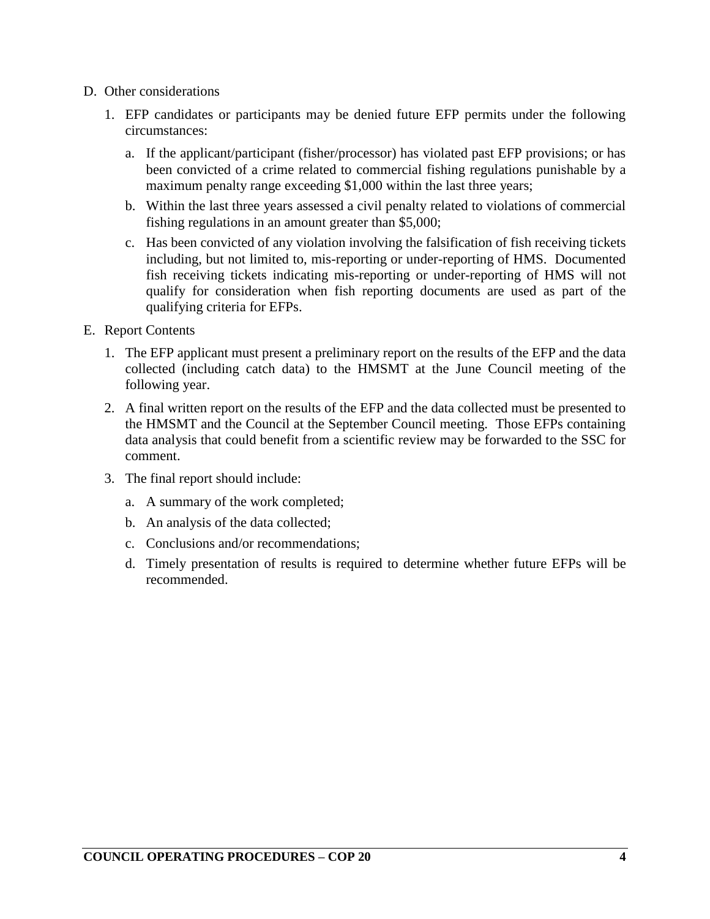D. Other considerations

   1. EFP candidates or participants may be denied future EFP permits under the following circumstances:

      a. If the applicant/participant (fisher/processor) has violated past EFP provisions; or has been convicted of a crime related to commercial fishing regulations punishable by a maximum penalty range exceeding $1,000 within the last three years;

      b. Within the last three years assessed a civil penalty related to violations of commercial fishing regulations in an amount greater than $5,000;

      c. Has been convicted of any violation involving the falsification of fish receiving tickets including, but not limited to, mis-reporting or under-reporting of HMS. Documented fish receiving tickets indicating mis-reporting or under-reporting of HMS will not qualify for consideration when fish reporting documents are used as part of the qualifying criteria for EFPs.

E. Report Contents

   1. The EFP applicant must present a preliminary report on the results of the EFP and the data collected (including catch data) to the HMSMT at the June Council meeting of the following year.

   2. A final written report on the results of the EFP and the data collected must be presented to the HMSMT and the Council at the September Council meeting. Those EFPs containing data analysis that could benefit from a scientific review may be forwarded to the SSC for comment.

   3. The final report should include:

      a. A summary of the work completed;

      b. An analysis of the data collected;

      c. Conclusions and/or recommendations;

      d. Timely presentation of results is required to determine whether future EFPs will be recommended.